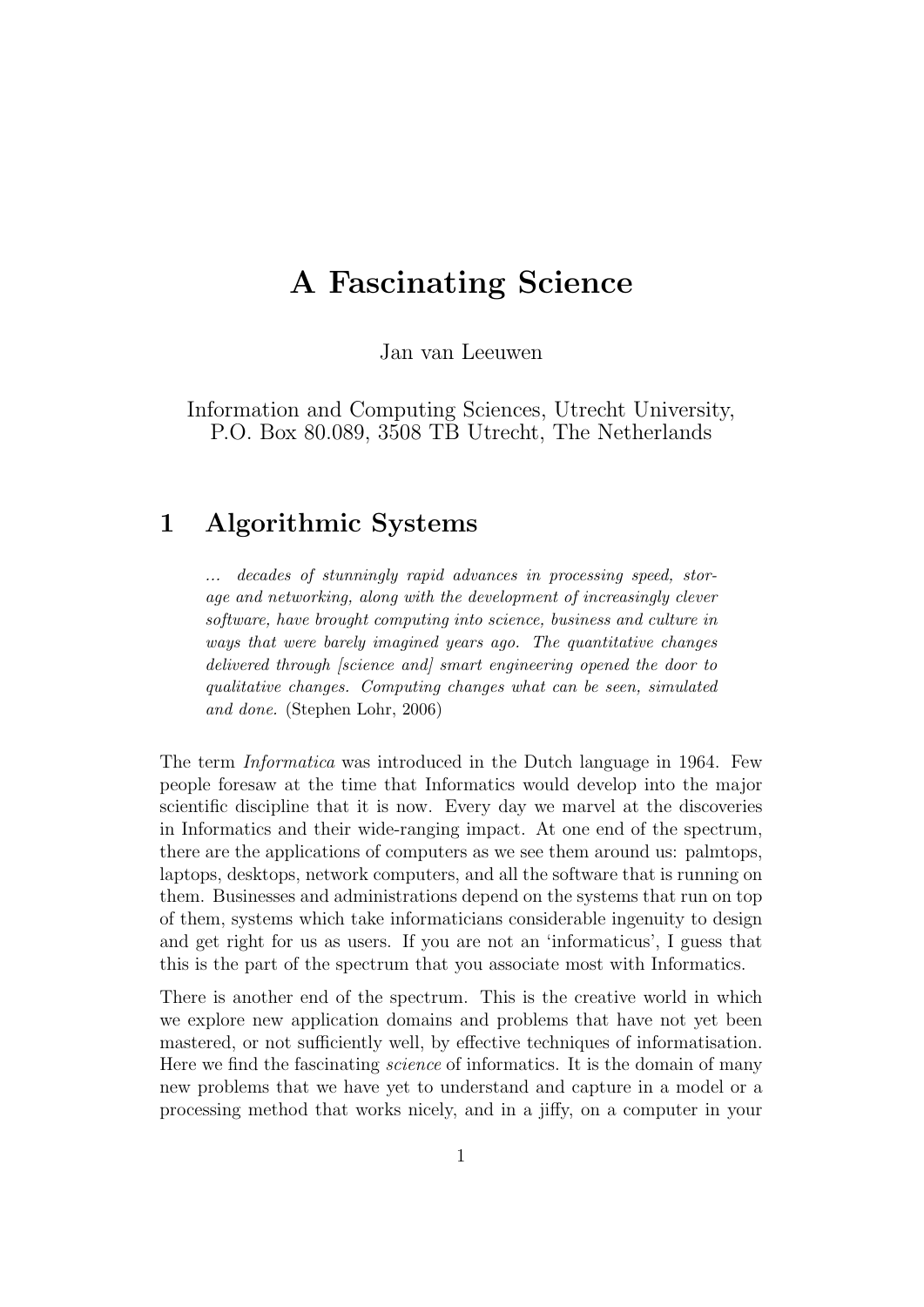# A Fascinating Science

Jan van Leeuwen

Information and Computing Sciences, Utrecht University,
P.O. Box 80.089, 3508 TB Utrecht, The Netherlands

## 1 Algorithmic Systems

> *... decades of stunningly rapid advances in processing speed, storage and networking, along with the development of increasingly clever software, have brought computing into science, business and culture in ways that were barely imagined years ago. The quantitative changes delivered through [science and] smart engineering opened the door to qualitative changes. Computing changes what can be seen, simulated and done.* (Stephen Lohr, 2006)

The term *Informatica* was introduced in the Dutch language in 1964. Few people foresaw at the time that Informatics would develop into the major scientific discipline that it is now. Every day we marvel at the discoveries in Informatics and their wide-ranging impact. At one end of the spectrum, there are the applications of computers as we see them around us: palmtops, laptops, desktops, network computers, and all the software that is running on them. Businesses and administrations depend on the systems that run on top of them, systems which take informaticians considerable ingenuity to design and get right for us as users. If you are not an 'informaticus', I guess that this is the part of the spectrum that you associate most with Informatics.

There is another end of the spectrum. This is the creative world in which we explore new application domains and problems that have not yet been mastered, or not sufficiently well, by effective techniques of informatisation. Here we find the fascinating *science* of informatics. It is the domain of many new problems that we have yet to understand and capture in a model or a processing method that works nicely, and in a jiffy, on a computer in your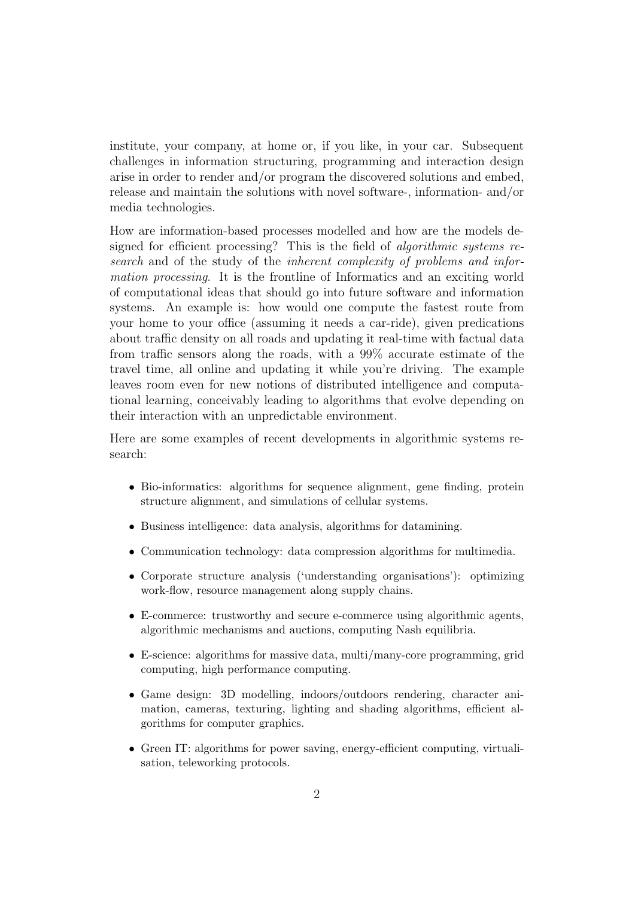institute, your company, at home or, if you like, in your car. Subsequent challenges in information structuring, programming and interaction design arise in order to render and/or program the discovered solutions and embed, release and maintain the solutions with novel software-, information- and/or media technologies.

How are information-based processes modelled and how are the models designed for efficient processing? This is the field of *algorithmic systems research* and of the study of the *inherent complexity of problems and information processing*. It is the frontline of Informatics and an exciting world of computational ideas that should go into future software and information systems. An example is: how would one compute the fastest route from your home to your office (assuming it needs a car-ride), given predications about traffic density on all roads and updating it real-time with factual data from traffic sensors along the roads, with a 99% accurate estimate of the travel time, all online and updating it while you're driving. The example leaves room even for new notions of distributed intelligence and computational learning, conceivably leading to algorithms that evolve depending on their interaction with an unpredictable environment.

Here are some examples of recent developments in algorithmic systems research:

- Bio-informatics: algorithms for sequence alignment, gene finding, protein structure alignment, and simulations of cellular systems.
- Business intelligence: data analysis, algorithms for datamining.
- Communication technology: data compression algorithms for multimedia.
- Corporate structure analysis ('understanding organisations'): optimizing work-flow, resource management along supply chains.
- E-commerce: trustworthy and secure e-commerce using algorithmic agents, algorithmic mechanisms and auctions, computing Nash equilibria.
- E-science: algorithms for massive data, multi/many-core programming, grid computing, high performance computing.
- Game design: 3D modelling, indoors/outdoors rendering, character animation, cameras, texturing, lighting and shading algorithms, efficient algorithms for computer graphics.
- Green IT: algorithms for power saving, energy-efficient computing, virtualisation, teleworking protocols.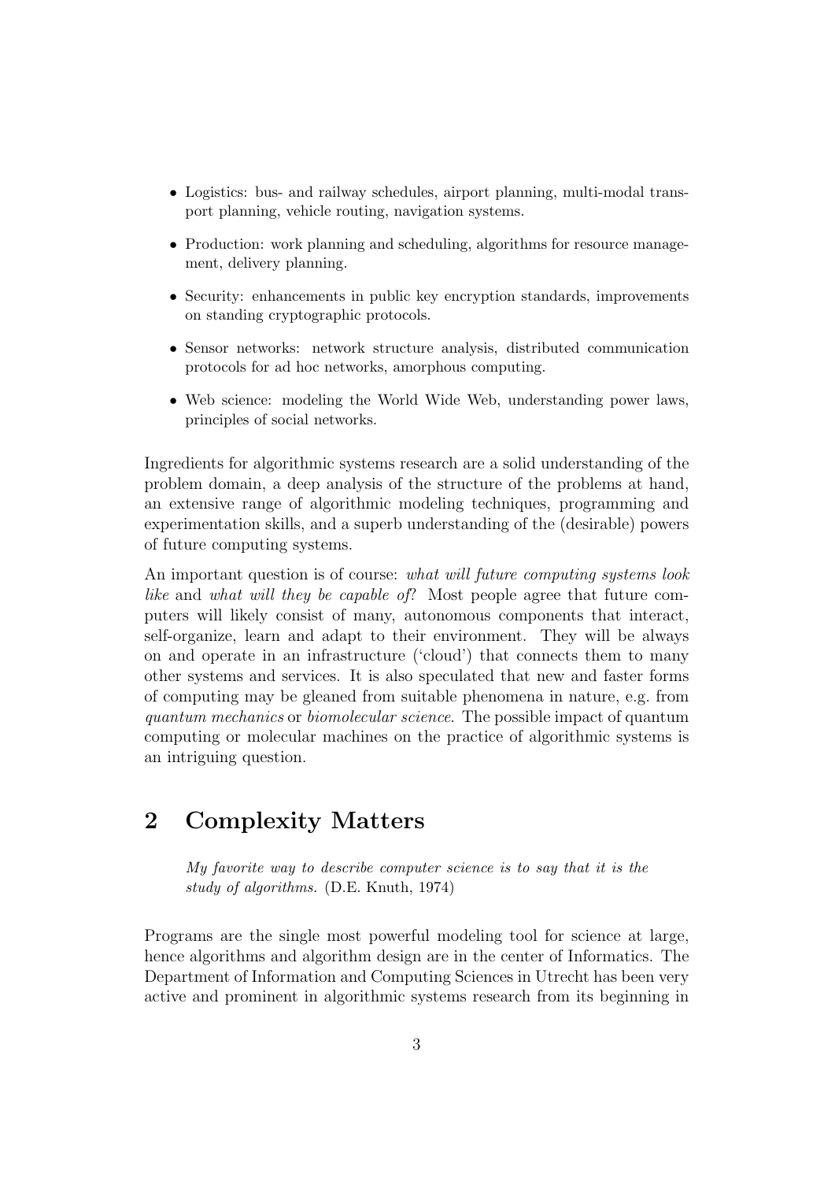- Logistics: bus- and railway schedules, airport planning, multi-modal transport planning, vehicle routing, navigation systems.
- Production: work planning and scheduling, algorithms for resource management, delivery planning.
- Security: enhancements in public key encryption standards, improvements on standing cryptographic protocols.
- Sensor networks: network structure analysis, distributed communication protocols for ad hoc networks, amorphous computing.
- Web science: modeling the World Wide Web, understanding power laws, principles of social networks.

Ingredients for algorithmic systems research are a solid understanding of the problem domain, a deep analysis of the structure of the problems at hand, an extensive range of algorithmic modeling techniques, programming and experimentation skills, and a superb understanding of the (desirable) powers of future computing systems.

An important question is of course: *what will future computing systems look like* and *what will they be capable of?* Most people agree that future computers will likely consist of many, autonomous components that interact, self-organize, learn and adapt to their environment. They will be always on and operate in an infrastructure ('cloud') that connects them to many other systems and services. It is also speculated that new and faster forms of computing may be gleaned from suitable phenomena in nature, e.g. from *quantum mechanics* or *biomolecular science*. The possible impact of quantum computing or molecular machines on the practice of algorithmic systems is an intriguing question.

## 2 Complexity Matters

> *My favorite way to describe computer science is to say that it is the study of algorithms.* (D.E. Knuth, 1974)

Programs are the single most powerful modeling tool for science at large, hence algorithms and algorithm design are in the center of Informatics. The Department of Information and Computing Sciences in Utrecht has been very active and prominent in algorithmic systems research from its beginning in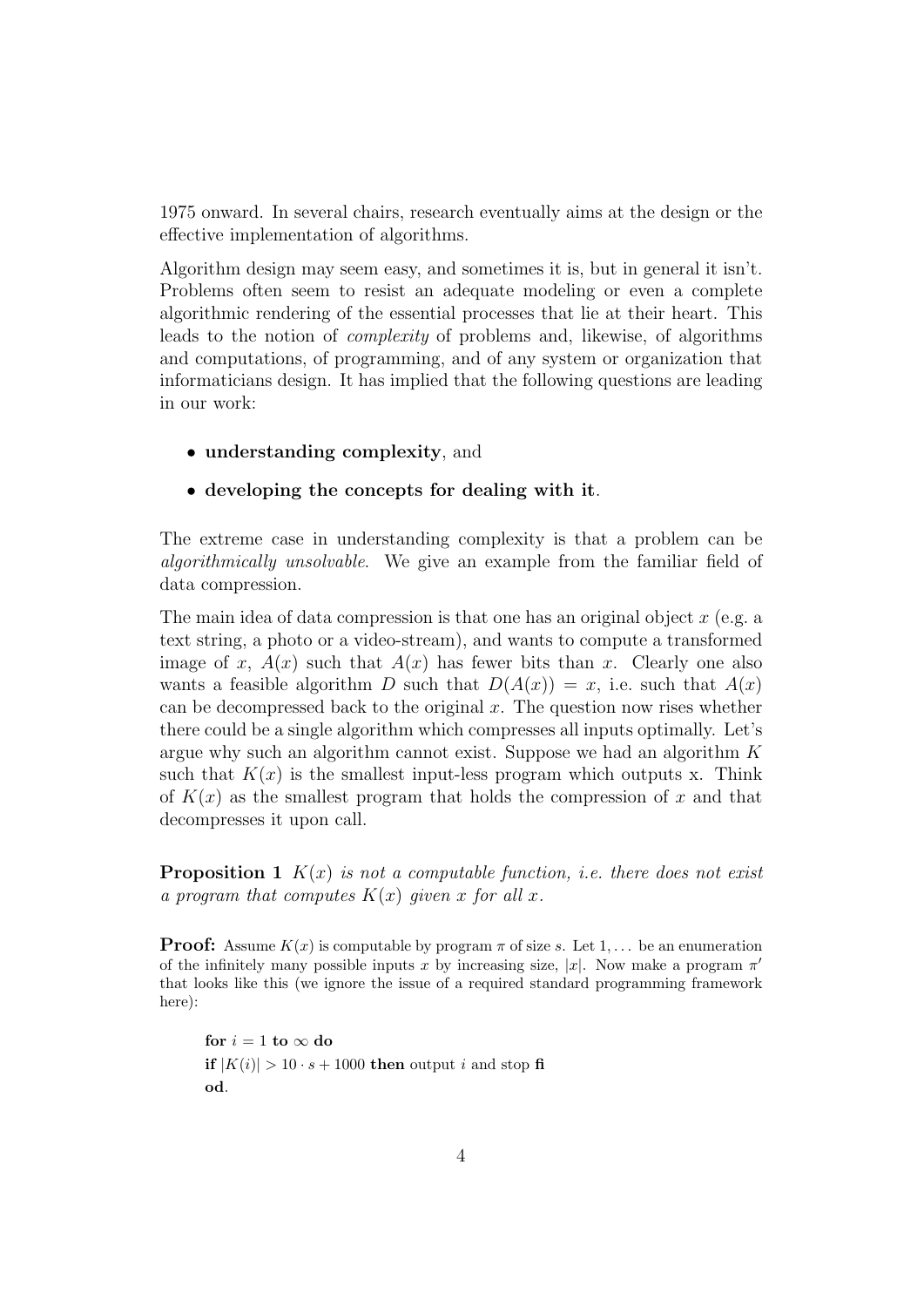1975 onward. In several chairs, research eventually aims at the design or the effective implementation of algorithms.

Algorithm design may seem easy, and sometimes it is, but in general it isn't. Problems often seem to resist an adequate modeling or even a complete algorithmic rendering of the essential processes that lie at their heart. This leads to the notion of *complexity* of problems and, likewise, of algorithms and computations, of programming, and of any system or organization that informaticians design. It has implied that the following questions are leading in our work:

- **understanding complexity**, and
- **developing the concepts for dealing with it**.

The extreme case in understanding complexity is that a problem can be *algorithmically unsolvable*. We give an example from the familiar field of data compression.

The main idea of data compression is that one has an original object $x$ (e.g. a text string, a photo or a video-stream), and wants to compute a transformed image of $x$, $A(x)$ such that $A(x)$ has fewer bits than $x$. Clearly one also wants a feasible algorithm $D$ such that $D(A(x)) = x$, i.e. such that $A(x)$ can be decompressed back to the original $x$. The question now rises whether there could be a single algorithm which compresses all inputs optimally. Let's argue why such an algorithm cannot exist. Suppose we had an algorithm $K$ such that $K(x)$ is the smallest input-less program which outputs x. Think of $K(x)$ as the smallest program that holds the compression of $x$ and that decompresses it upon call.

**Proposition 1** *$K(x)$ is not a computable function, i.e. there does not exist a program that computes $K(x)$ given $x$ for all $x$.*

**Proof:** Assume $K(x)$ is computable by program $\pi$ of size $s$. Let $1, \ldots$ be an enumeration of the infinitely many possible inputs $x$ by increasing size, $|x|$. Now make a program $\pi'$ that looks like this (we ignore the issue of a required standard programming framework here):

**for** $i = 1$ **to** $\infty$ **do**
**if** $|K(i)| > 10 \cdot s + 1000$ **then** output $i$ and stop **fi**
**od**.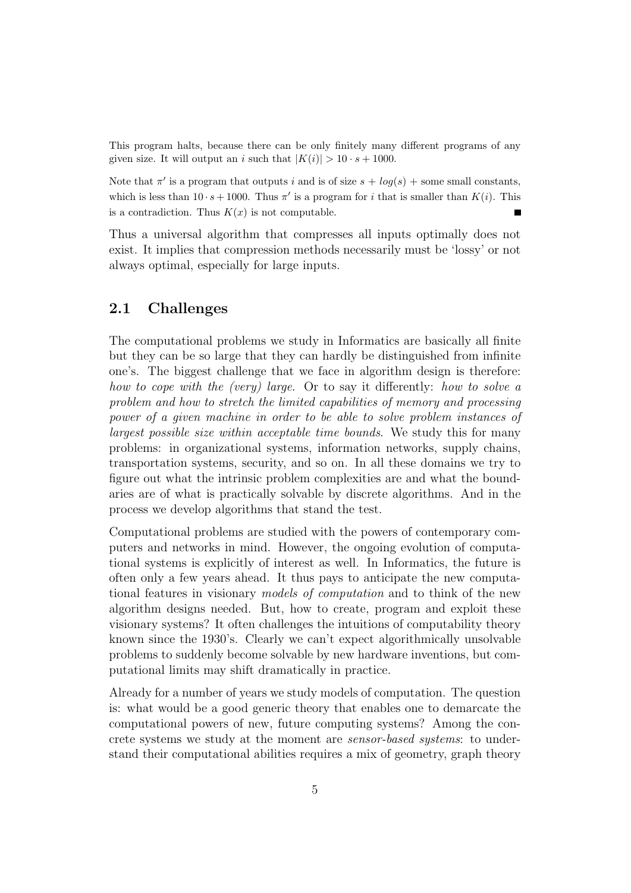This program halts, because there can be only finitely many different programs of any given size. It will output an $i$ such that $|K(i)| > 10 \cdot s + 1000$.

Note that $\pi'$ is a program that outputs $i$ and is of size $s + log(s)$ + some small constants, which is less than $10 \cdot s + 1000$. Thus $\pi'$ is a program for $i$ that is smaller than $K(i)$. This is a contradiction. Thus $K(x)$ is not computable. ■

Thus a universal algorithm that compresses all inputs optimally does not exist. It implies that compression methods necessarily must be 'lossy' or not always optimal, especially for large inputs.

## 2.1 Challenges

The computational problems we study in Informatics are basically all finite but they can be so large that they can hardly be distinguished from infinite one's. The biggest challenge that we face in algorithm design is therefore: *how to cope with the (very) large*. Or to say it differently: *how to solve a problem and how to stretch the limited capabilities of memory and processing power of a given machine in order to be able to solve problem instances of largest possible size within acceptable time bounds*. We study this for many problems: in organizational systems, information networks, supply chains, transportation systems, security, and so on. In all these domains we try to figure out what the intrinsic problem complexities are and what the boundaries are of what is practically solvable by discrete algorithms. And in the process we develop algorithms that stand the test.

Computational problems are studied with the powers of contemporary computers and networks in mind. However, the ongoing evolution of computational systems is explicitly of interest as well. In Informatics, the future is often only a few years ahead. It thus pays to anticipate the new computational features in visionary *models of computation* and to think of the new algorithm designs needed. But, how to create, program and exploit these visionary systems? It often challenges the intuitions of computability theory known since the 1930's. Clearly we can't expect algorithmically unsolvable problems to suddenly become solvable by new hardware inventions, but computational limits may shift dramatically in practice.

Already for a number of years we study models of computation. The question is: what would be a good generic theory that enables one to demarcate the computational powers of new, future computing systems? Among the concrete systems we study at the moment are *sensor-based systems*: to understand their computational abilities requires a mix of geometry, graph theory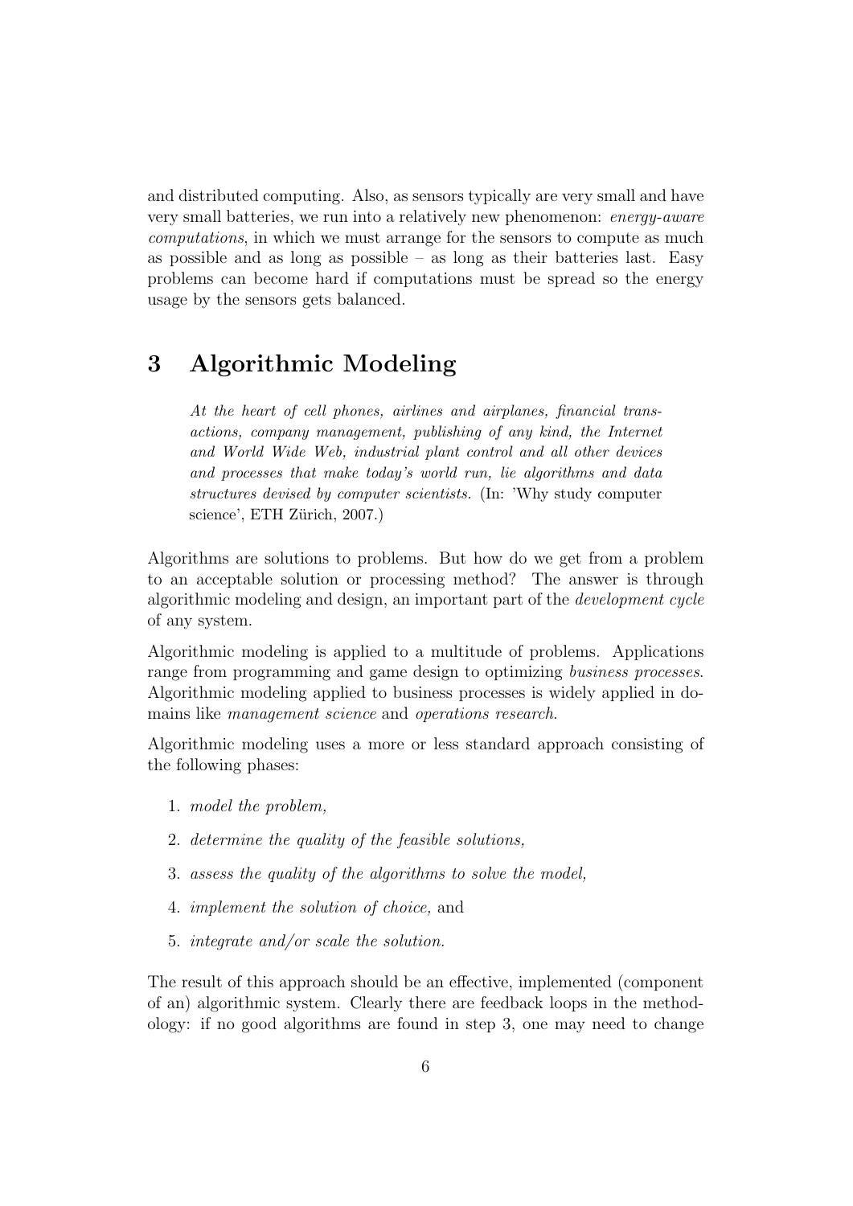and distributed computing. Also, as sensors typically are very small and have very small batteries, we run into a relatively new phenomenon: *energy-aware computations*, in which we must arrange for the sensors to compute as much as possible and as long as possible – as long as their batteries last. Easy problems can become hard if computations must be spread so the energy usage by the sensors gets balanced.

## 3 Algorithmic Modeling

> *At the heart of cell phones, airlines and airplanes, financial transactions, company management, publishing of any kind, the Internet and World Wide Web, industrial plant control and all other devices and processes that make today's world run, lie algorithms and data structures devised by computer scientists.* (In: 'Why study computer science', ETH Zürich, 2007.)

Algorithms are solutions to problems. But how do we get from a problem to an acceptable solution or processing method? The answer is through algorithmic modeling and design, an important part of the *development cycle* of any system.

Algorithmic modeling is applied to a multitude of problems. Applications range from programming and game design to optimizing *business processes*. Algorithmic modeling applied to business processes is widely applied in domains like *management science* and *operations research*.

Algorithmic modeling uses a more or less standard approach consisting of the following phases:

1. *model the problem,*
2. *determine the quality of the feasible solutions,*
3. *assess the quality of the algorithms to solve the model,*
4. *implement the solution of choice,* and
5. *integrate and/or scale the solution.*

The result of this approach should be an effective, implemented (component of an) algorithmic system. Clearly there are feedback loops in the methodology: if no good algorithms are found in step 3, one may need to change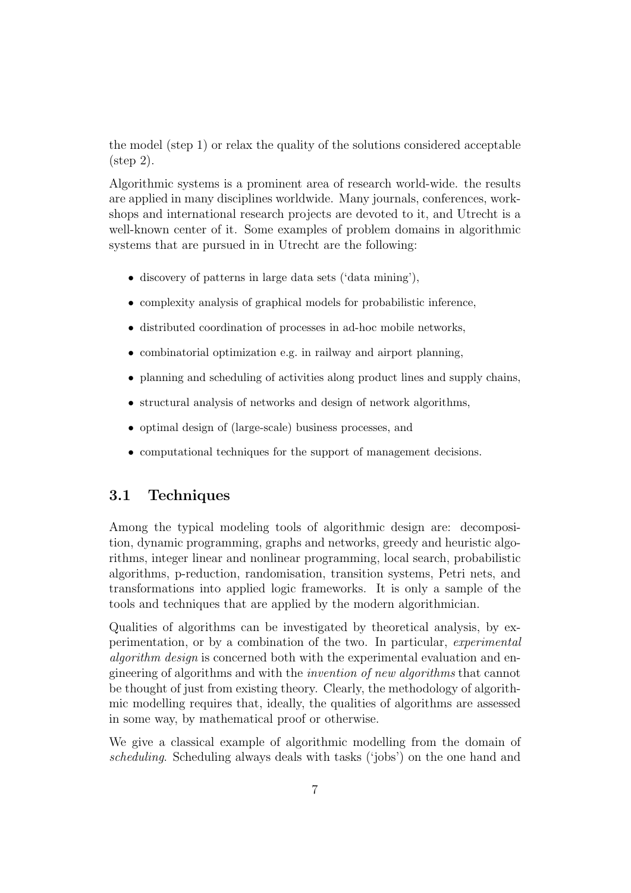the model (step 1) or relax the quality of the solutions considered acceptable (step 2).

Algorithmic systems is a prominent area of research world-wide. the results are applied in many disciplines worldwide. Many journals, conferences, workshops and international research projects are devoted to it, and Utrecht is a well-known center of it. Some examples of problem domains in algorithmic systems that are pursued in in Utrecht are the following:

- discovery of patterns in large data sets ('data mining'),
- complexity analysis of graphical models for probabilistic inference,
- distributed coordination of processes in ad-hoc mobile networks,
- combinatorial optimization e.g. in railway and airport planning,
- planning and scheduling of activities along product lines and supply chains,
- structural analysis of networks and design of network algorithms,
- optimal design of (large-scale) business processes, and
- computational techniques for the support of management decisions.

## 3.1 Techniques

Among the typical modeling tools of algorithmic design are: decomposition, dynamic programming, graphs and networks, greedy and heuristic algorithms, integer linear and nonlinear programming, local search, probabilistic algorithms, p-reduction, randomisation, transition systems, Petri nets, and transformations into applied logic frameworks. It is only a sample of the tools and techniques that are applied by the modern algorithmician.

Qualities of algorithms can be investigated by theoretical analysis, by experimentation, or by a combination of the two. In particular, *experimental algorithm design* is concerned both with the experimental evaluation and engineering of algorithms and with the *invention of new algorithms* that cannot be thought of just from existing theory. Clearly, the methodology of algorithmic modelling requires that, ideally, the qualities of algorithms are assessed in some way, by mathematical proof or otherwise.

We give a classical example of algorithmic modelling from the domain of *scheduling*. Scheduling always deals with tasks ('jobs') on the one hand and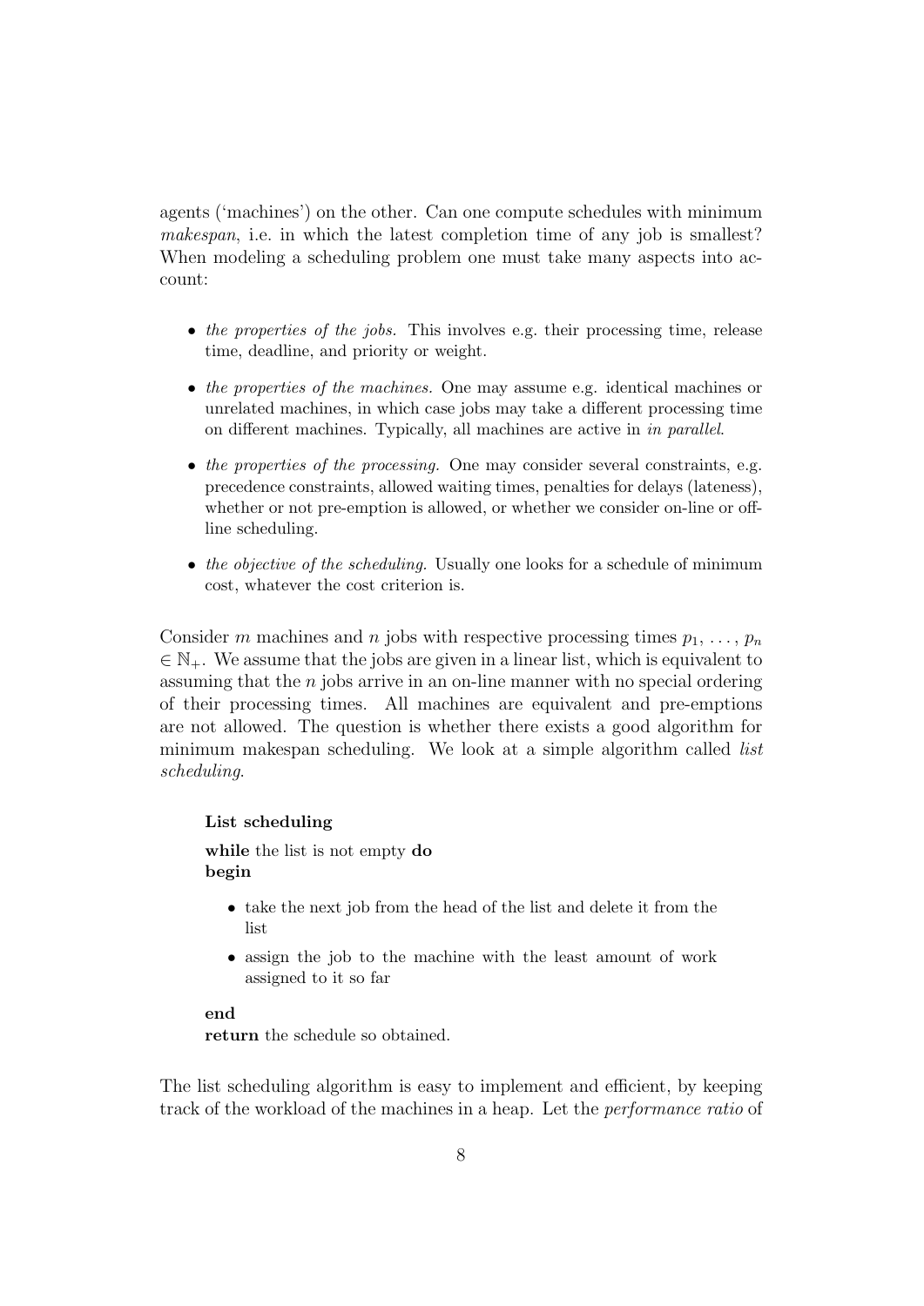agents ('machines') on the other. Can one compute schedules with minimum *makespan*, i.e. in which the latest completion time of any job is smallest? When modeling a scheduling problem one must take many aspects into account:

- *the properties of the jobs.* This involves e.g. their processing time, release time, deadline, and priority or weight.
- *the properties of the machines.* One may assume e.g. identical machines or unrelated machines, in which case jobs may take a different processing time on different machines. Typically, all machines are active in *in parallel*.
- *the properties of the processing.* One may consider several constraints, e.g. precedence constraints, allowed waiting times, penalties for delays (lateness), whether or not pre-emption is allowed, or whether we consider on-line or off-line scheduling.
- *the objective of the scheduling.* Usually one looks for a schedule of minimum cost, whatever the cost criterion is.

Consider $m$ machines and $n$ jobs with respective processing times $p_1, \ldots, p_n \in \mathbb{N}_+$. We assume that the jobs are given in a linear list, which is equivalent to assuming that the $n$ jobs arrive in an on-line manner with no special ordering of their processing times. All machines are equivalent and pre-emptions are not allowed. The question is whether there exists a good algorithm for minimum makespan scheduling. We look at a simple algorithm called *list scheduling*.

> **List scheduling**
>
> **while** the list is not empty **do**
> **begin**
>
> - take the next job from the head of the list and delete it from the list
> - assign the job to the machine with the least amount of work assigned to it so far
>
> **end**
> **return** the schedule so obtained.

The list scheduling algorithm is easy to implement and efficient, by keeping track of the workload of the machines in a heap. Let the *performance ratio* of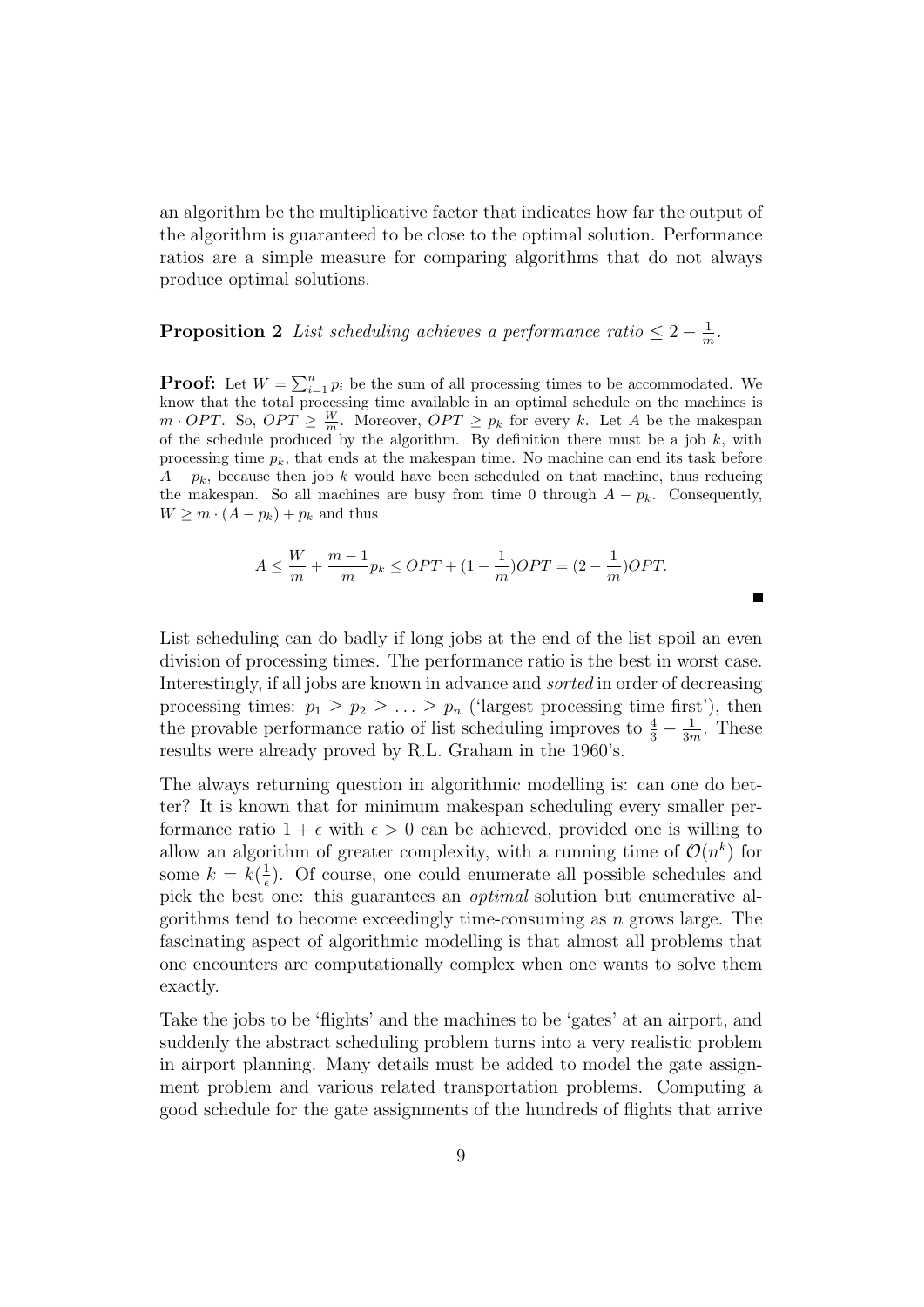an algorithm be the multiplicative factor that indicates how far the output of the algorithm is guaranteed to be close to the optimal solution. Performance ratios are a simple measure for comparing algorithms that do not always produce optimal solutions.

**Proposition 2** *List scheduling achieves a performance ratio* $\leq 2 - \frac{1}{m}$.

**Proof:** Let $W = \sum_{i=1}^{n} p_i$ be the sum of all processing times to be accommodated. We know that the total processing time available in an optimal schedule on the machines is $m \cdot OPT$. So, $OPT \geq \frac{W}{m}$. Moreover, $OPT \geq p_k$ for every $k$. Let $A$ be the makespan of the schedule produced by the algorithm. By definition there must be a job $k$, with processing time $p_k$, that ends at the makespan time. No machine can end its task before $A - p_k$, because then job $k$ would have been scheduled on that machine, thus reducing the makespan. So all machines are busy from time 0 through $A - p_k$. Consequently, $W \geq m \cdot (A - p_k) + p_k$ and thus

$$A \leq \frac{W}{m} + \frac{m-1}{m} p_k \leq OPT + (1 - \frac{1}{m})OPT = (2 - \frac{1}{m})OPT.$$

■

List scheduling can do badly if long jobs at the end of the list spoil an even division of processing times. The performance ratio is the best in worst case. Interestingly, if all jobs are known in advance and *sorted* in order of decreasing processing times: $p_1 \geq p_2 \geq \ldots \geq p_n$ ('largest processing time first'), then the provable performance ratio of list scheduling improves to $\frac{4}{3} - \frac{1}{3m}$. These results were already proved by R.L. Graham in the 1960's.

The always returning question in algorithmic modelling is: can one do better? It is known that for minimum makespan scheduling every smaller performance ratio $1 + \epsilon$ with $\epsilon > 0$ can be achieved, provided one is willing to allow an algorithm of greater complexity, with a running time of $\mathcal{O}(n^k)$ for some $k = k(\frac{1}{\epsilon})$. Of course, one could enumerate all possible schedules and pick the best one: this guarantees an *optimal* solution but enumerative algorithms tend to become exceedingly time-consuming as $n$ grows large. The fascinating aspect of algorithmic modelling is that almost all problems that one encounters are computationally complex when one wants to solve them exactly.

Take the jobs to be 'flights' and the machines to be 'gates' at an airport, and suddenly the abstract scheduling problem turns into a very realistic problem in airport planning. Many details must be added to model the gate assignment problem and various related transportation problems. Computing a good schedule for the gate assignments of the hundreds of flights that arrive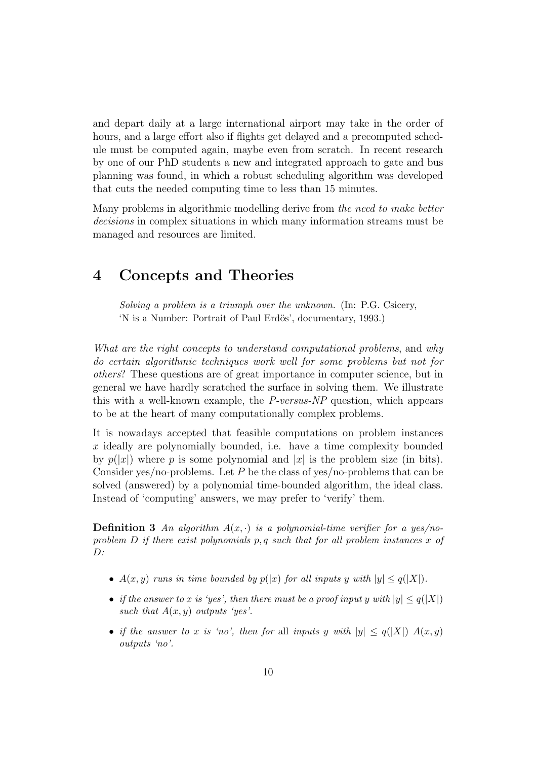and depart daily at a large international airport may take in the order of hours, and a large effort also if flights get delayed and a precomputed schedule must be computed again, maybe even from scratch. In recent research by one of our PhD students a new and integrated approach to gate and bus planning was found, in which a robust scheduling algorithm was developed that cuts the needed computing time to less than 15 minutes.

Many problems in algorithmic modelling derive from *the need to make better decisions* in complex situations in which many information streams must be managed and resources are limited.

# 4 Concepts and Theories

> *Solving a problem is a triumph over the unknown.* (In: P.G. Csicery, 'N is a Number: Portrait of Paul Erdös', documentary, 1993.)

*What are the right concepts to understand computational problems*, and *why do certain algorithmic techniques work well for some problems but not for others*? These questions are of great importance in computer science, but in general we have hardly scratched the surface in solving them. We illustrate this with a well-known example, the *P-versus-NP* question, which appears to be at the heart of many computationally complex problems.

It is nowadays accepted that feasible computations on problem instances $x$ ideally are polynomially bounded, i.e. have a time complexity bounded by $p(|x|)$ where $p$ is some polynomial and $|x|$ is the problem size (in bits). Consider yes/no-problems. Let $P$ be the class of yes/no-problems that can be solved (answered) by a polynomial time-bounded algorithm, the ideal class. Instead of 'computing' answers, we may prefer to 'verify' them.

**Definition 3** *An algorithm $A(x, \cdot)$ is a polynomial-time verifier for a yes/no-problem $D$ if there exist polynomials $p, q$ such that for all problem instances $x$ of $D$:*

- *$A(x, y)$ runs in time bounded by $p(|x)$ for all inputs $y$ with $|y| \leq q(|X|)$.*
- *if the answer to $x$ is 'yes', then there must be a proof input $y$ with $|y| \leq q(|X|)$ such that $A(x, y)$ outputs 'yes'.*
- *if the answer to $x$ is 'no', then for* all *inputs $y$ with $|y| \leq q(|X|)$ $A(x, y)$ outputs 'no'.*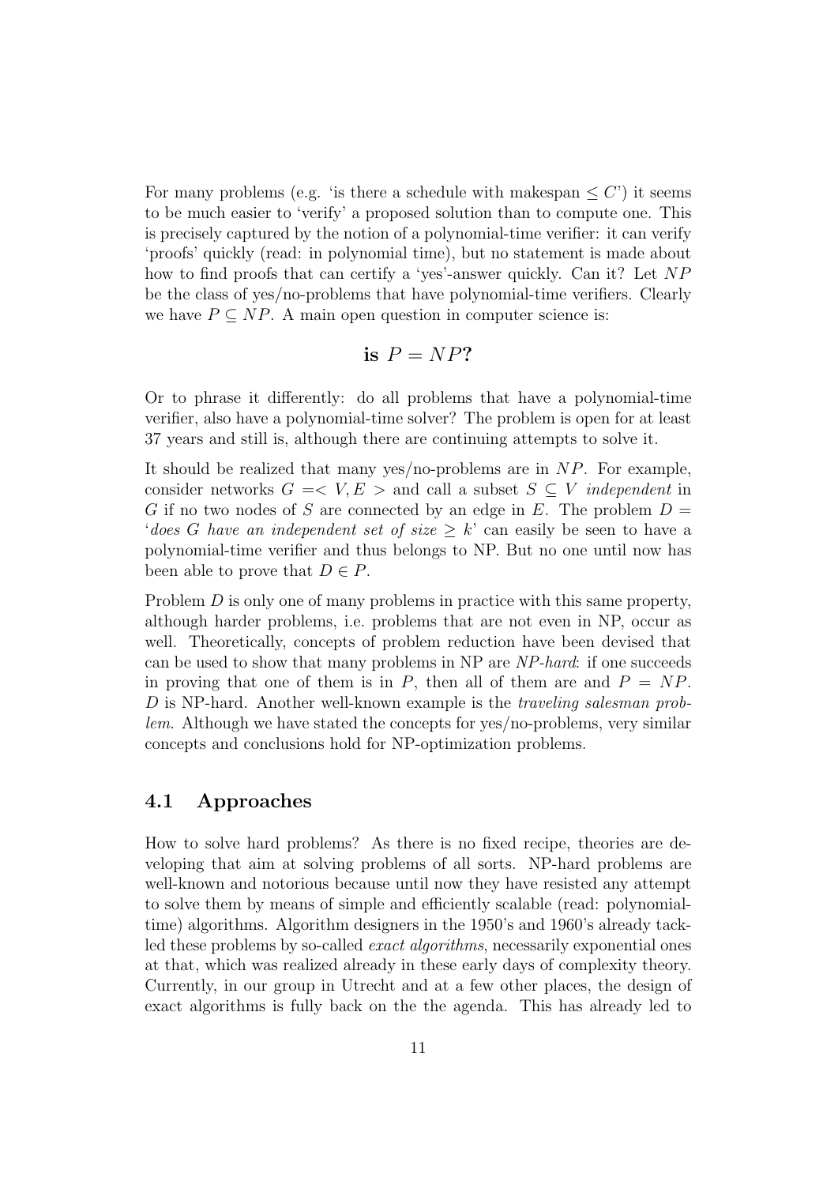For many problems (e.g. 'is there a schedule with makespan $\leq C$') it seems to be much easier to 'verify' a proposed solution than to compute one. This is precisely captured by the notion of a polynomial-time verifier: it can verify 'proofs' quickly (read: in polynomial time), but no statement is made about how to find proofs that can certify a 'yes'-answer quickly. Can it? Let $NP$ be the class of yes/no-problems that have polynomial-time verifiers. Clearly we have $P \subseteq NP$. A main open question in computer science is:

$$\textbf{is } P = NP\textbf{?}$$

Or to phrase it differently: do all problems that have a polynomial-time verifier, also have a polynomial-time solver? The problem is open for at least 37 years and still is, although there are continuing attempts to solve it.

It should be realized that many yes/no-problems are in $NP$. For example, consider networks $G = < V, E >$ and call a subset $S \subseteq V$ *independent* in $G$ if no two nodes of $S$ are connected by an edge in $E$. The problem $D =$ '*does $G$ have an independent set of size $\geq k$*' can easily be seen to have a polynomial-time verifier and thus belongs to NP. But no one until now has been able to prove that $D \in P$.

Problem $D$ is only one of many problems in practice with this same property, although harder problems, i.e. problems that are not even in NP, occur as well. Theoretically, concepts of problem reduction have been devised that can be used to show that many problems in NP are *NP-hard*: if one succeeds in proving that one of them is in $P$, then all of them are and $P = NP$. $D$ is NP-hard. Another well-known example is the *traveling salesman problem*. Although we have stated the concepts for yes/no-problems, very similar concepts and conclusions hold for NP-optimization problems.

## 4.1 Approaches

How to solve hard problems? As there is no fixed recipe, theories are developing that aim at solving problems of all sorts. NP-hard problems are well-known and notorious because until now they have resisted any attempt to solve them by means of simple and efficiently scalable (read: polynomial-time) algorithms. Algorithm designers in the 1950's and 1960's already tackled these problems by so-called *exact algorithms*, necessarily exponential ones at that, which was realized already in these early days of complexity theory. Currently, in our group in Utrecht and at a few other places, the design of exact algorithms is fully back on the the agenda. This has already led to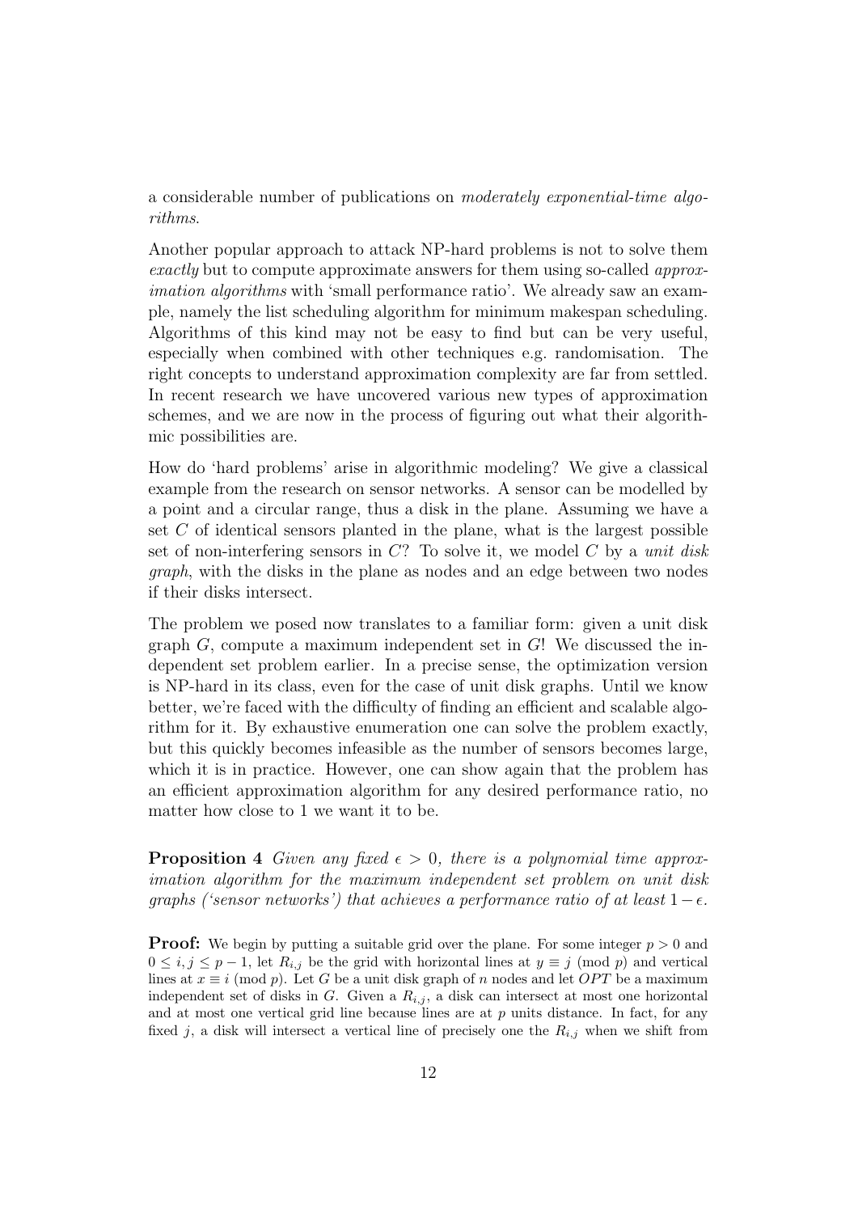a considerable number of publications on *moderately exponential-time algorithms*.

Another popular approach to attack NP-hard problems is not to solve them *exactly* but to compute approximate answers for them using so-called *approximation algorithms* with 'small performance ratio'. We already saw an example, namely the list scheduling algorithm for minimum makespan scheduling. Algorithms of this kind may not be easy to find but can be very useful, especially when combined with other techniques e.g. randomisation. The right concepts to understand approximation complexity are far from settled. In recent research we have uncovered various new types of approximation schemes, and we are now in the process of figuring out what their algorithmic possibilities are.

How do 'hard problems' arise in algorithmic modeling? We give a classical example from the research on sensor networks. A sensor can be modelled by a point and a circular range, thus a disk in the plane. Assuming we have a set $C$ of identical sensors planted in the plane, what is the largest possible set of non-interfering sensors in $C$? To solve it, we model $C$ by a *unit disk graph*, with the disks in the plane as nodes and an edge between two nodes if their disks intersect.

The problem we posed now translates to a familiar form: given a unit disk graph $G$, compute a maximum independent set in $G$! We discussed the independent set problem earlier. In a precise sense, the optimization version is NP-hard in its class, even for the case of unit disk graphs. Until we know better, we're faced with the difficulty of finding an efficient and scalable algorithm for it. By exhaustive enumeration one can solve the problem exactly, but this quickly becomes infeasible as the number of sensors becomes large, which it is in practice. However, one can show again that the problem has an efficient approximation algorithm for any desired performance ratio, no matter how close to 1 we want it to be.

**Proposition 4** *Given any fixed $\epsilon > 0$, there is a polynomial time approximation algorithm for the maximum independent set problem on unit disk graphs ('sensor networks') that achieves a performance ratio of at least $1 - \epsilon$.*

**Proof:** We begin by putting a suitable grid over the plane. For some integer $p > 0$ and $0 \leq i, j \leq p-1$, let $R_{i,j}$ be the grid with horizontal lines at $y \equiv j \pmod{p}$ and vertical lines at $x \equiv i \pmod{p}$. Let $G$ be a unit disk graph of $n$ nodes and let $OPT$ be a maximum independent set of disks in $G$. Given a $R_{i,j}$, a disk can intersect at most one horizontal and at most one vertical grid line because lines are at $p$ units distance. In fact, for any fixed $j$, a disk will intersect a vertical line of precisely one the $R_{i,j}$ when we shift from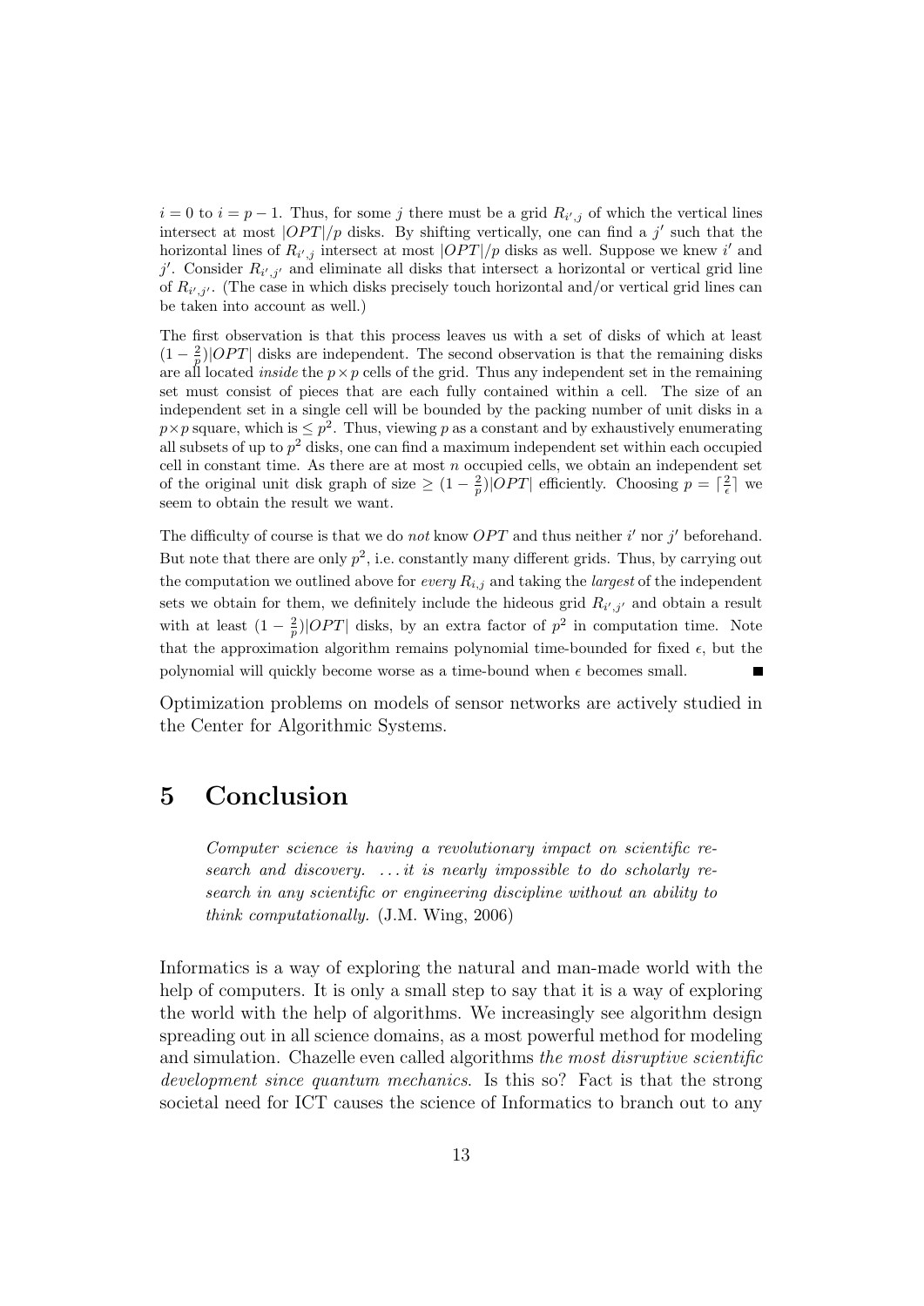$i = 0$ to $i = p - 1$. Thus, for some $j$ there must be a grid $R_{i',j}$ of which the vertical lines intersect at most $|OPT|/p$ disks. By shifting vertically, one can find a $j'$ such that the horizontal lines of $R_{i',j}$ intersect at most $|OPT|/p$ disks as well. Suppose we knew $i'$ and $j'$. Consider $R_{i',j'}$ and eliminate all disks that intersect a horizontal or vertical grid line of $R_{i',j'}$. (The case in which disks precisely touch horizontal and/or vertical grid lines can be taken into account as well.)

The first observation is that this process leaves us with a set of disks of which at least $(1 - \frac{2}{p})|OPT|$ disks are independent. The second observation is that the remaining disks are all located *inside* the $p \times p$ cells of the grid. Thus any independent set in the remaining set must consist of pieces that are each fully contained within a cell. The size of an independent set in a single cell will be bounded by the packing number of unit disks in a $p \times p$ square, which is $\leq p^2$. Thus, viewing $p$ as a constant and by exhaustively enumerating all subsets of up to $p^2$ disks, one can find a maximum independent set within each occupied cell in constant time. As there are at most $n$ occupied cells, we obtain an independent set of the original unit disk graph of size $\geq (1 - \frac{2}{p})|OPT|$ efficiently. Choosing $p = \lceil \frac{2}{\epsilon} \rceil$ we seem to obtain the result we want.

The difficulty of course is that we do *not* know $OPT$ and thus neither $i'$ nor $j'$ beforehand. But note that there are only $p^2$, i.e. constantly many different grids. Thus, by carrying out the computation we outlined above for *every* $R_{i,j}$ and taking the *largest* of the independent sets we obtain for them, we definitely include the hideous grid $R_{i',j'}$ and obtain a result with at least $(1 - \frac{2}{p})|OPT|$ disks, by an extra factor of $p^2$ in computation time. Note that the approximation algorithm remains polynomial time-bounded for fixed $\epsilon$, but the polynomial will quickly become worse as a time-bound when $\epsilon$ becomes small. ∎

Optimization problems on models of sensor networks are actively studied in the Center for Algorithmic Systems.

# 5 Conclusion

> *Computer science is having a revolutionary impact on scientific research and discovery. ... it is nearly impossible to do scholarly research in any scientific or engineering discipline without an ability to think computationally.* (J.M. Wing, 2006)

Informatics is a way of exploring the natural and man-made world with the help of computers. It is only a small step to say that it is a way of exploring the world with the help of algorithms. We increasingly see algorithm design spreading out in all science domains, as a most powerful method for modeling and simulation. Chazelle even called algorithms *the most disruptive scientific development since quantum mechanics*. Is this so? Fact is that the strong societal need for ICT causes the science of Informatics to branch out to any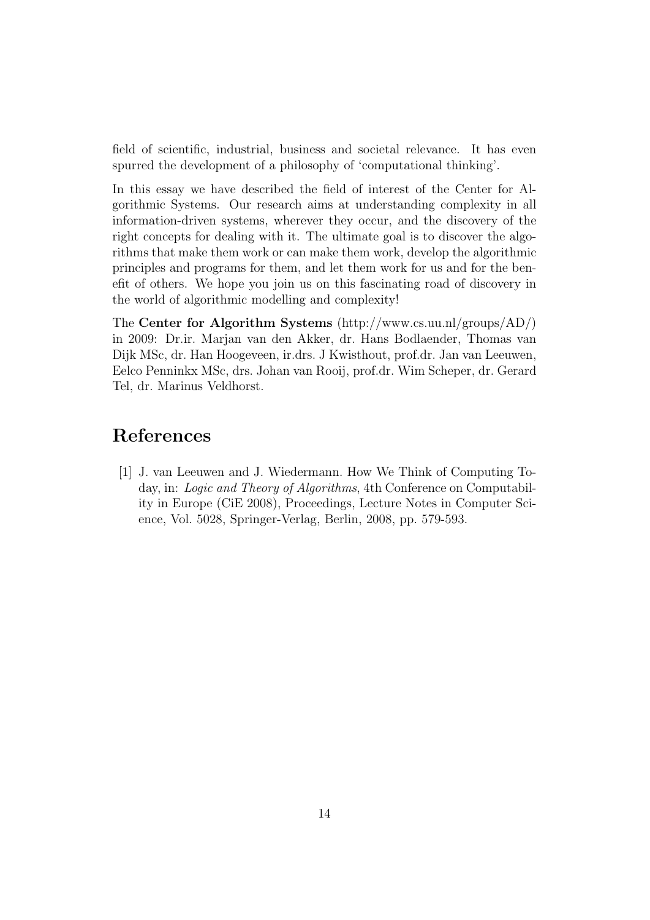field of scientific, industrial, business and societal relevance. It has even spurred the development of a philosophy of 'computational thinking'.

In this essay we have described the field of interest of the Center for Algorithmic Systems. Our research aims at understanding complexity in all information-driven systems, wherever they occur, and the discovery of the right concepts for dealing with it. The ultimate goal is to discover the algorithms that make them work or can make them work, develop the algorithmic principles and programs for them, and let them work for us and for the benefit of others. We hope you join us on this fascinating road of discovery in the world of algorithmic modelling and complexity!

The **Center for Algorithm Systems** (http://www.cs.uu.nl/groups/AD/) in 2009: Dr.ir. Marjan van den Akker, dr. Hans Bodlaender, Thomas van Dijk MSc, dr. Han Hoogeveen, ir.drs. J Kwisthout, prof.dr. Jan van Leeuwen, Eelco Penninkx MSc, drs. Johan van Rooij, prof.dr. Wim Scheper, dr. Gerard Tel, dr. Marinus Veldhorst.

# References

[1] J. van Leeuwen and J. Wiedermann. How We Think of Computing Today, in: *Logic and Theory of Algorithms*, 4th Conference on Computability in Europe (CiE 2008), Proceedings, Lecture Notes in Computer Science, Vol. 5028, Springer-Verlag, Berlin, 2008, pp. 579-593.